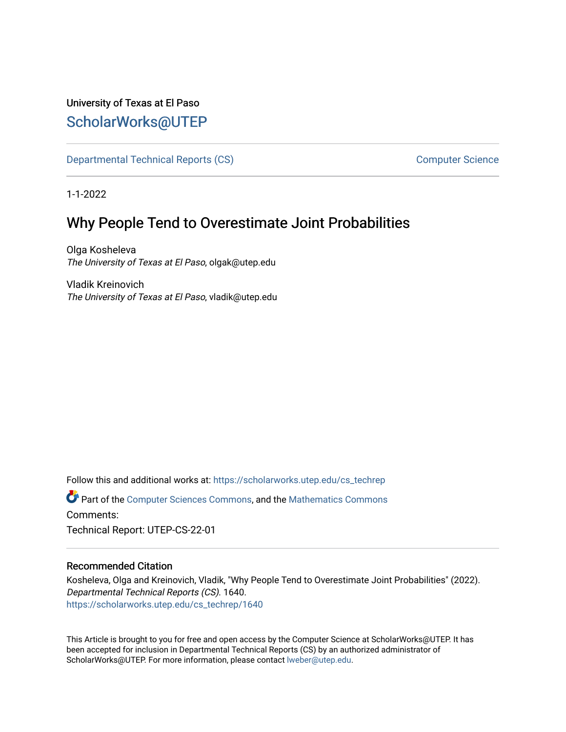University of Texas at El Paso

# ScholarWorks@UTEP

Departmental Technical Reports (CS) | Computer Science

1-1-2022

## Why People Tend to Overestimate Joint Probabilities

Olga Kosheleva
*The University of Texas at El Paso*, olgak@utep.edu

Vladik Kreinovich
*The University of Texas at El Paso*, vladik@utep.edu

Follow this and additional works at: https://scholarworks.utep.edu/cs_techrep

Part of the Computer Sciences Commons, and the Mathematics Commons

Comments:

Technical Report: UTEP-CS-22-01

### Recommended Citation

Kosheleva, Olga and Kreinovich, Vladik, "Why People Tend to Overestimate Joint Probabilities" (2022). *Departmental Technical Reports (CS)*. 1640.
https://scholarworks.utep.edu/cs_techrep/1640

This Article is brought to you for free and open access by the Computer Science at ScholarWorks@UTEP. It has been accepted for inclusion in Departmental Technical Reports (CS) by an authorized administrator of ScholarWorks@UTEP. For more information, please contact lweber@utep.edu.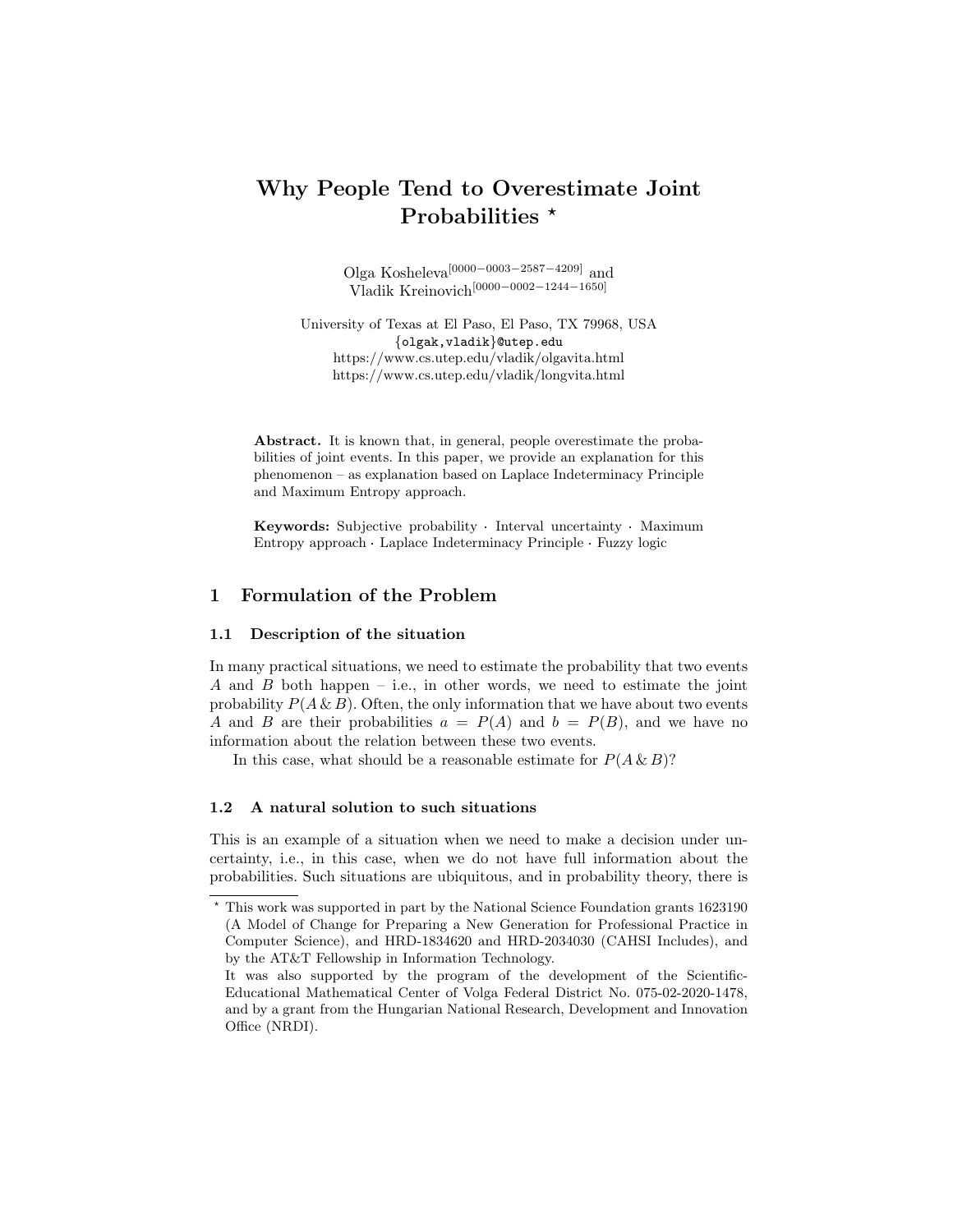# Why People Tend to Overestimate Joint Probabilities *

Olga Kosheleva[0000−0003−2587−4209] and Vladik Kreinovich[0000−0002−1244−1650]

University of Texas at El Paso, El Paso, TX 79968, USA
{olgak,vladik}@utep.edu
https://www.cs.utep.edu/vladik/olgavita.html
https://www.cs.utep.edu/vladik/longvita.html

**Abstract.** It is known that, in general, people overestimate the probabilities of joint events. In this paper, we provide an explanation for this phenomenon – as explanation based on Laplace Indeterminacy Principle and Maximum Entropy approach.

**Keywords:** Subjective probability · Interval uncertainty · Maximum Entropy approach · Laplace Indeterminacy Principle · Fuzzy logic

## 1 Formulation of the Problem

### 1.1 Description of the situation

In many practical situations, we need to estimate the probability that two events $A$ and $B$ both happen – i.e., in other words, we need to estimate the joint probability $P(A \,\&\, B)$. Often, the only information that we have about two events $A$ and $B$ are their probabilities $a = P(A)$ and $b = P(B)$, and we have no information about the relation between these two events.

In this case, what should be a reasonable estimate for $P(A \,\&\, B)$?

### 1.2 A natural solution to such situations

This is an example of a situation when we need to make a decision under uncertainty, i.e., in this case, when we do not have full information about the probabilities. Such situations are ubiquitous, and in probability theory, there is

---

* This work was supported in part by the National Science Foundation grants 1623190 (A Model of Change for Preparing a New Generation for Professional Practice in Computer Science), and HRD-1834620 and HRD-2034030 (CAHSI Includes), and by the AT&T Fellowship in Information Technology.

It was also supported by the program of the development of the Scientific-Educational Mathematical Center of Volga Federal District No. 075-02-2020-1478, and by a grant from the Hungarian National Research, Development and Innovation Office (NRDI).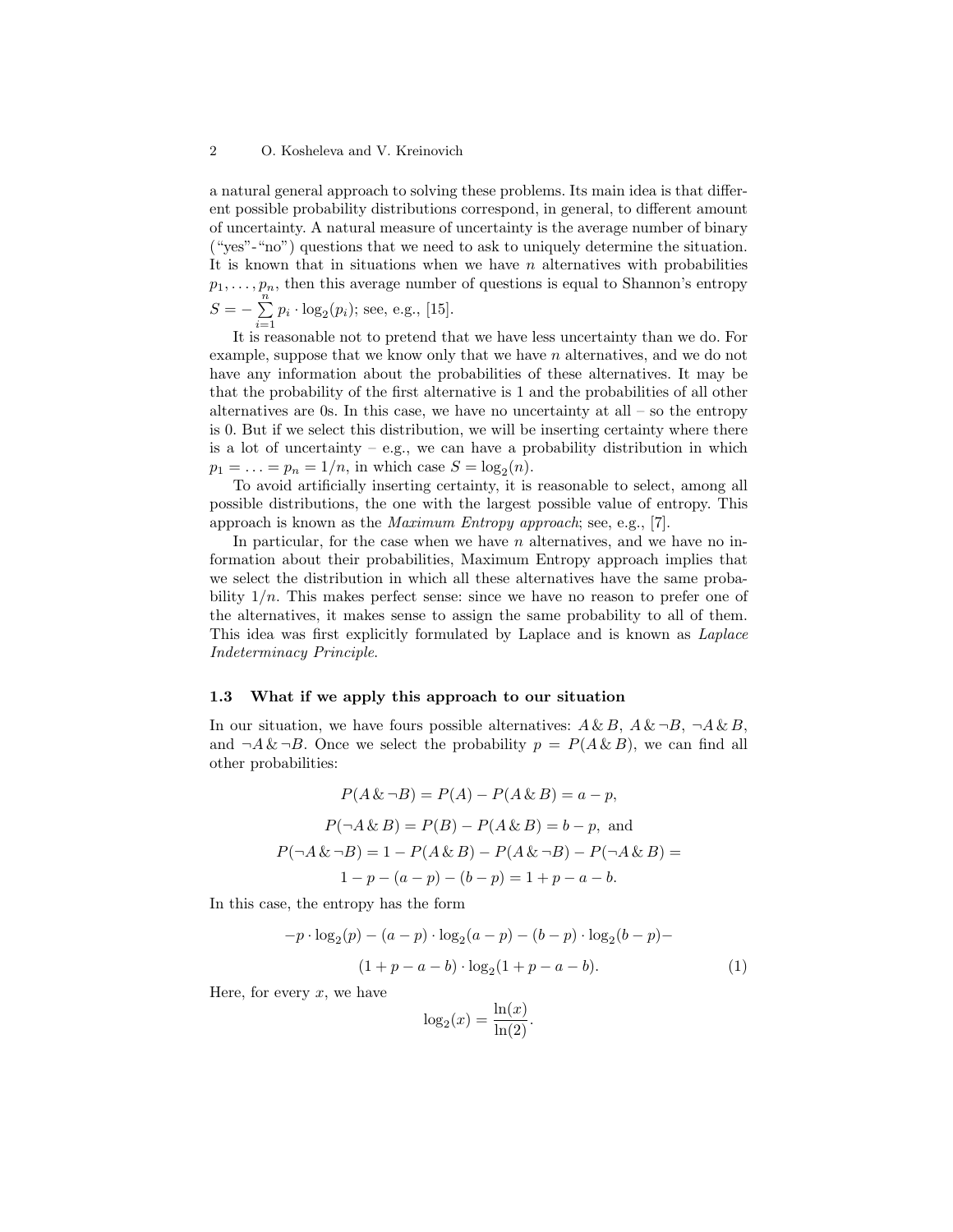a natural general approach to solving these problems. Its main idea is that different possible probability distributions correspond, in general, to different amount of uncertainty. A natural measure of uncertainty is the average number of binary ("yes"-"no") questions that we need to ask to uniquely determine the situation. It is known that in situations when we have $n$ alternatives with probabilities $p_1, \ldots, p_n$, then this average number of questions is equal to Shannon's entropy $S = -\sum\limits_{i=1}^{n} p_i \cdot \log_2(p_i)$; see, e.g., [15].

It is reasonable not to pretend that we have less uncertainty than we do. For example, suppose that we know only that we have $n$ alternatives, and we do not have any information about the probabilities of these alternatives. It may be that the probability of the first alternative is 1 and the probabilities of all other alternatives are 0s. In this case, we have no uncertainty at all – so the entropy is 0. But if we select this distribution, we will be inserting certainty where there is a lot of uncertainty – e.g., we can have a probability distribution in which $p_1 = \ldots = p_n = 1/n$, in which case $S = \log_2(n)$.

To avoid artificially inserting certainty, it is reasonable to select, among all possible distributions, the one with the largest possible value of entropy. This approach is known as the *Maximum Entropy approach*; see, e.g., [7].

In particular, for the case when we have $n$ alternatives, and we have no information about their probabilities, Maximum Entropy approach implies that we select the distribution in which all these alternatives have the same probability $1/n$. This makes perfect sense: since we have no reason to prefer one of the alternatives, it makes sense to assign the same probability to all of them. This idea was first explicitly formulated by Laplace and is known as *Laplace Indeterminacy Principle*.

### 1.3 What if we apply this approach to our situation

In our situation, we have fours possible alternatives: $A \,\&\, B$, $A \,\&\, \neg B$, $\neg A \,\&\, B$, and $\neg A \,\&\, \neg B$. Once we select the probability $p = P(A \,\&\, B)$, we can find all other probabilities:

$$P(A \,\&\, \neg B) = P(A) - P(A \,\&\, B) = a - p,$$

$$P(\neg A \,\&\, B) = P(B) - P(A \,\&\, B) = b - p, \text{ and}$$

$$P(\neg A \,\&\, \neg B) = 1 - P(A \,\&\, B) - P(A \,\&\, \neg B) - P(\neg A \,\&\, B) =$$

$$1 - p - (a - p) - (b - p) = 1 + p - a - b.$$

In this case, the entropy has the form

$$-p \cdot \log_2(p) - (a - p) \cdot \log_2(a - p) - (b - p) \cdot \log_2(b - p) -$$
$$(1 + p - a - b) \cdot \log_2(1 + p - a - b). \tag{1}$$

Here, for every $x$, we have

$$\log_2(x) = \frac{\ln(x)}{\ln(2)}.$$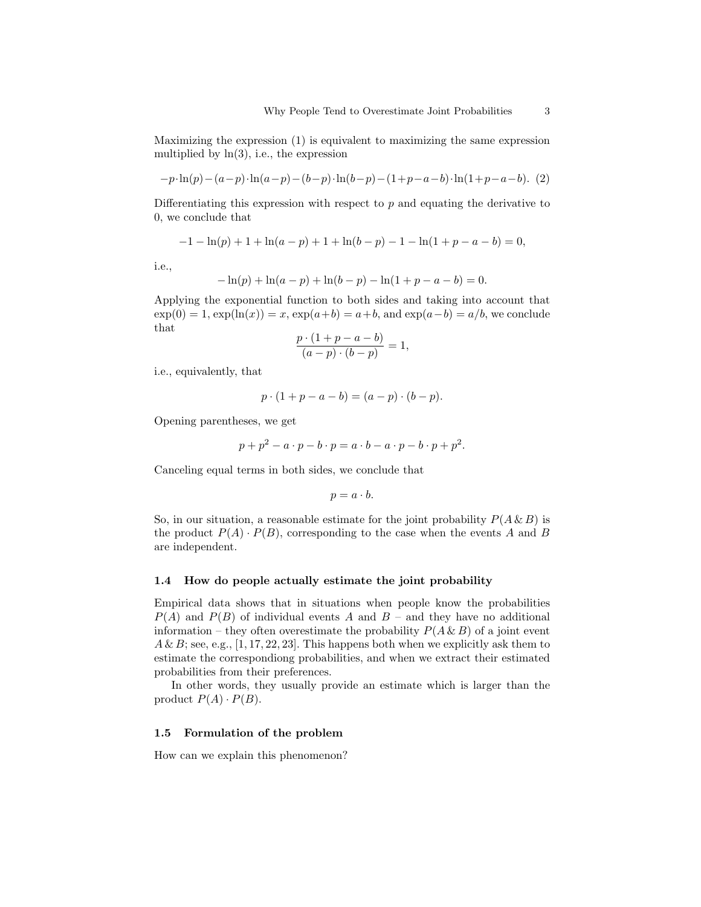Maximizing the expression (1) is equivalent to maximizing the same expression multiplied by $\ln(3)$, i.e., the expression

$$-p\cdot\ln(p)-(a-p)\cdot\ln(a-p)-(b-p)\cdot\ln(b-p)-(1+p-a-b)\cdot\ln(1+p-a-b). \quad (2)$$

Differentiating this expression with respect to $p$ and equating the derivative to 0, we conclude that

$$-1-\ln(p)+1+\ln(a-p)+1+\ln(b-p)-1-\ln(1+p-a-b)=0,$$

i.e.,

$$-\ln(p)+\ln(a-p)+\ln(b-p)-\ln(1+p-a-b)=0.$$

Applying the exponential function to both sides and taking into account that $\exp(0)=1$, $\exp(\ln(x))=x$, $\exp(a+b)=a+b$, and $\exp(a-b)=a/b$, we conclude that

$$\frac{p\cdot(1+p-a-b)}{(a-p)\cdot(b-p)}=1,$$

i.e., equivalently, that

$$p\cdot(1+p-a-b)=(a-p)\cdot(b-p).$$

Opening parentheses, we get

$$p+p^2-a\cdot p-b\cdot p=a\cdot b-a\cdot p-b\cdot p+p^2.$$

Canceling equal terms in both sides, we conclude that

$$p=a\cdot b.$$

So, in our situation, a reasonable estimate for the joint probability $P(A\,\&\,B)$ is the product $P(A)\cdot P(B)$, corresponding to the case when the events $A$ and $B$ are independent.

### 1.4 How do people actually estimate the joint probability

Empirical data shows that in situations when people know the probabilities $P(A)$ and $P(B)$ of individual events $A$ and $B$ – and they have no additional information – they often overestimate the probability $P(A\,\&\,B)$ of a joint event $A\,\&\,B$; see, e.g., [1, 17, 22, 23]. This happens both when we explicitly ask them to estimate the correspondiong probabilities, and when we extract their estimated probabilities from their preferences.

In other words, they usually provide an estimate which is larger than the product $P(A)\cdot P(B)$.

### 1.5 Formulation of the problem

How can we explain this phenomenon?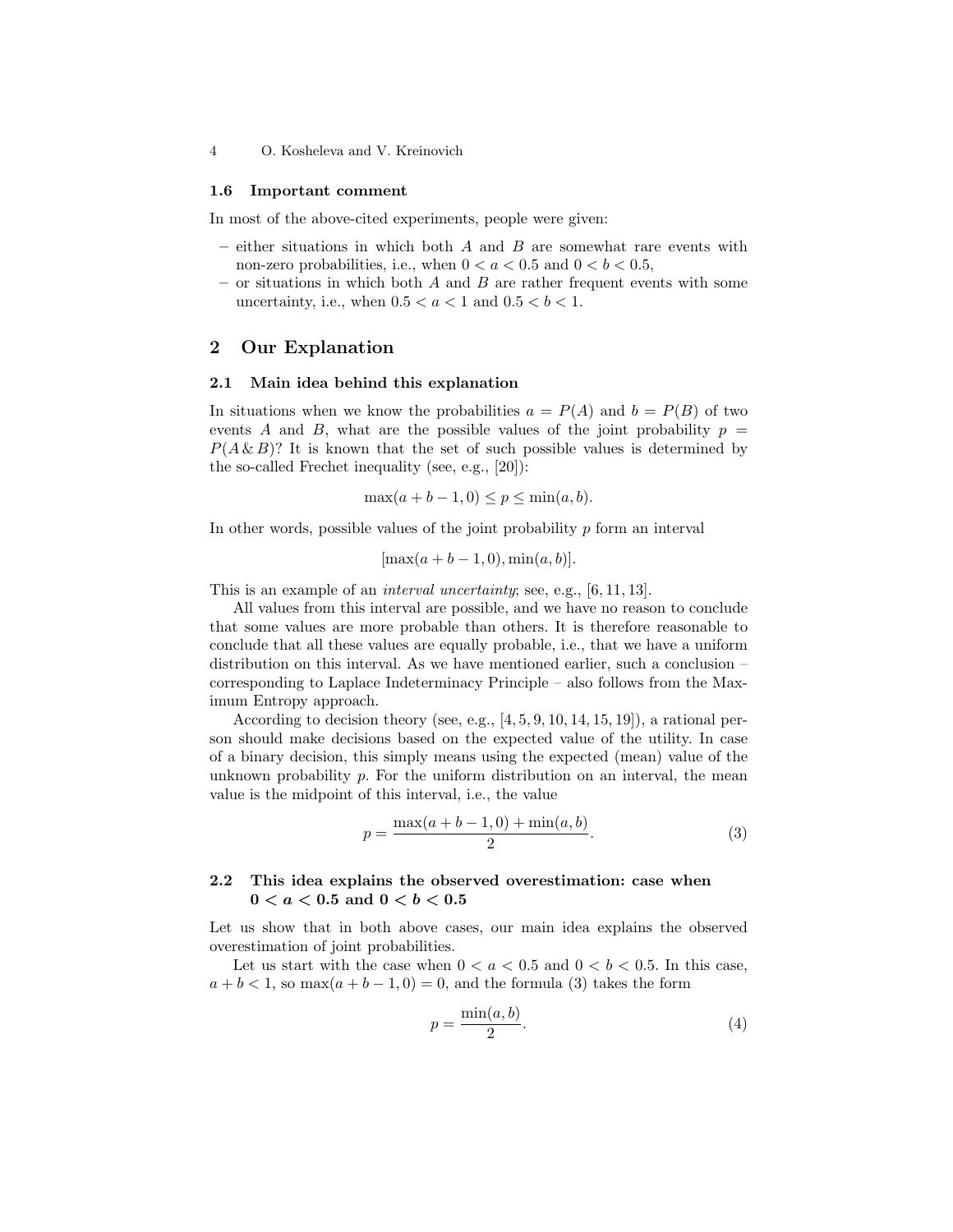### 1.6 Important comment

In most of the above-cited experiments, people were given:

– either situations in which both $A$ and $B$ are somewhat rare events with non-zero probabilities, i.e., when $0 < a < 0.5$ and $0 < b < 0.5$,
– or situations in which both $A$ and $B$ are rather frequent events with some uncertainty, i.e., when $0.5 < a < 1$ and $0.5 < b < 1$.

## 2 Our Explanation

### 2.1 Main idea behind this explanation

In situations when we know the probabilities $a = P(A)$ and $b = P(B)$ of two events $A$ and $B$, what are the possible values of the joint probability $p = P(A \,\&\, B)$? It is known that the set of such possible values is determined by the so-called Frechet inequality (see, e.g., [20]):

$$\max(a + b - 1, 0) \leq p \leq \min(a, b).$$

In other words, possible values of the joint probability $p$ form an interval

$$[\max(a + b - 1, 0), \min(a, b)].$$

This is an example of an *interval uncertainty*; see, e.g., [6, 11, 13].

All values from this interval are possible, and we have no reason to conclude that some values are more probable than others. It is therefore reasonable to conclude that all these values are equally probable, i.e., that we have a uniform distribution on this interval. As we have mentioned earlier, such a conclusion – corresponding to Laplace Indeterminacy Principle – also follows from the Maximum Entropy approach.

According to decision theory (see, e.g., [4, 5, 9, 10, 14, 15, 19]), a rational person should make decisions based on the expected value of the utility. In case of a binary decision, this simply means using the expected (mean) value of the unknown probability $p$. For the uniform distribution on an interval, the mean value is the midpoint of this interval, i.e., the value

$$p = \frac{\max(a + b - 1, 0) + \min(a, b)}{2}. \tag{3}$$

### 2.2 This idea explains the observed overestimation: case when $0 < a < 0.5$ and $0 < b < 0.5$

Let us show that in both above cases, our main idea explains the observed overestimation of joint probabilities.

Let us start with the case when $0 < a < 0.5$ and $0 < b < 0.5$. In this case, $a + b < 1$, so $\max(a + b - 1, 0) = 0$, and the formula (3) takes the form

$$p = \frac{\min(a, b)}{2}. \tag{4}$$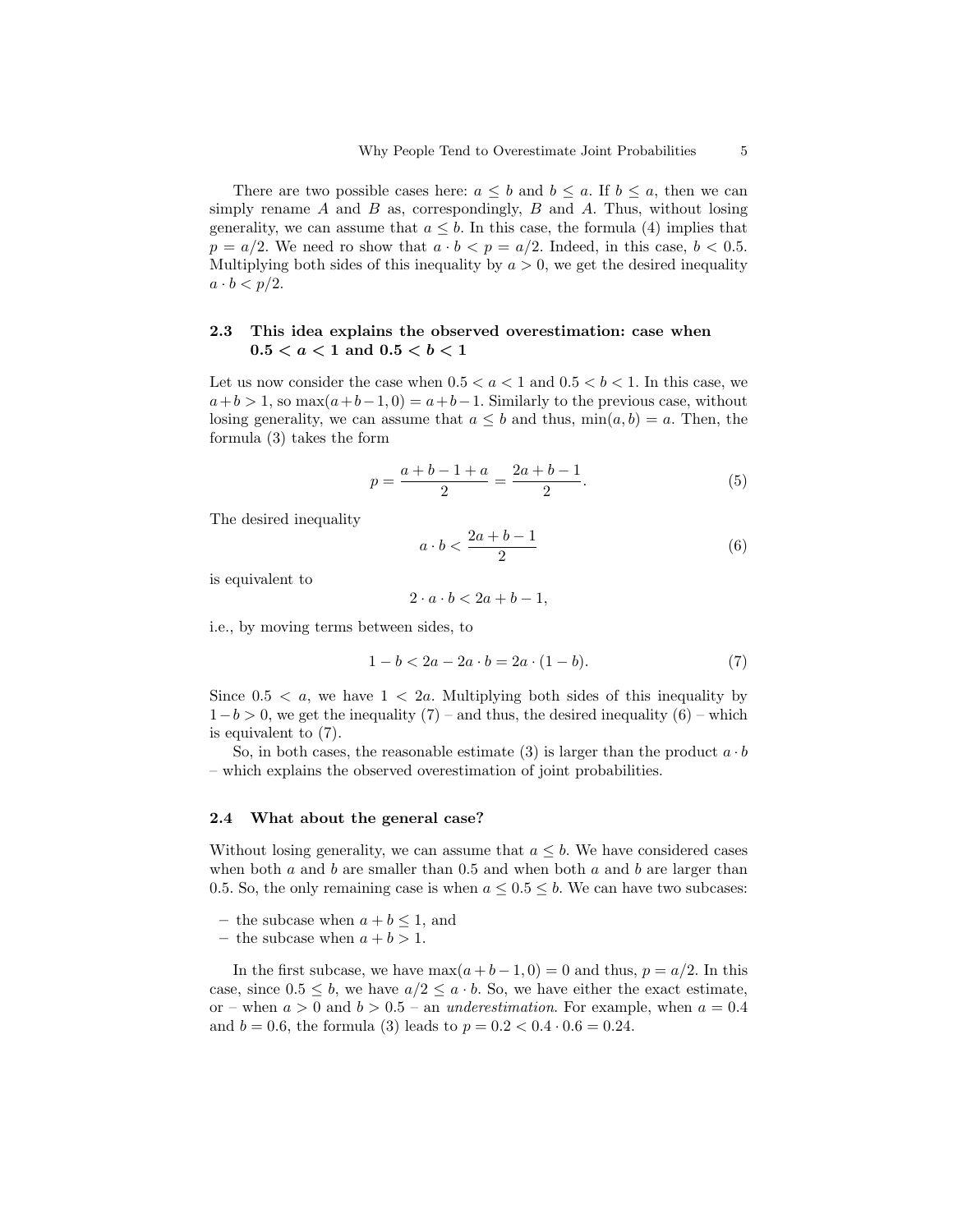There are two possible cases here: $a \le b$ and $b \le a$. If $b \le a$, then we can simply rename $A$ and $B$ as, correspondingly, $B$ and $A$. Thus, without losing generality, we can assume that $a \le b$. In this case, the formula (4) implies that $p = a/2$. We need ro show that $a \cdot b < p = a/2$. Indeed, in this case, $b < 0.5$. Multiplying both sides of this inequality by $a > 0$, we get the desired inequality $a \cdot b < p/2$.

### 2.3 This idea explains the observed overestimation: case when $0.5 < a < 1$ and $0.5 < b < 1$

Let us now consider the case when $0.5 < a < 1$ and $0.5 < b < 1$. In this case, we $a+b > 1$, so $\max(a+b-1, 0) = a+b-1$. Similarly to the previous case, without losing generality, we can assume that $a \le b$ and thus, $\min(a, b) = a$. Then, the formula (3) takes the form

$$p = \frac{a+b-1+a}{2} = \frac{2a+b-1}{2}. \tag{5}$$

The desired inequality

$$a \cdot b < \frac{2a+b-1}{2} \tag{6}$$

is equivalent to

$$2 \cdot a \cdot b < 2a + b - 1,$$

i.e., by moving terms between sides, to

$$1 - b < 2a - 2a \cdot b = 2a \cdot (1-b). \tag{7}$$

Since $0.5 < a$, we have $1 < 2a$. Multiplying both sides of this inequality by $1-b > 0$, we get the inequality (7) – and thus, the desired inequality (6) – which is equivalent to (7).

So, in both cases, the reasonable estimate (3) is larger than the product $a \cdot b$ – which explains the observed overestimation of joint probabilities.

### 2.4 What about the general case?

Without losing generality, we can assume that $a \le b$. We have considered cases when both $a$ and $b$ are smaller than 0.5 and when both $a$ and $b$ are larger than 0.5. So, the only remaining case is when $a \le 0.5 \le b$. We can have two subcases:

- the subcase when $a + b \le 1$, and
- the subcase when $a + b > 1$.

In the first subcase, we have $\max(a+b-1, 0) = 0$ and thus, $p = a/2$. In this case, since $0.5 \le b$, we have $a/2 \le a \cdot b$. So, we have either the exact estimate, or – when $a > 0$ and $b > 0.5$ – an *underestimation*. For example, when $a = 0.4$ and $b = 0.6$, the formula (3) leads to $p = 0.2 < 0.4 \cdot 0.6 = 0.24$.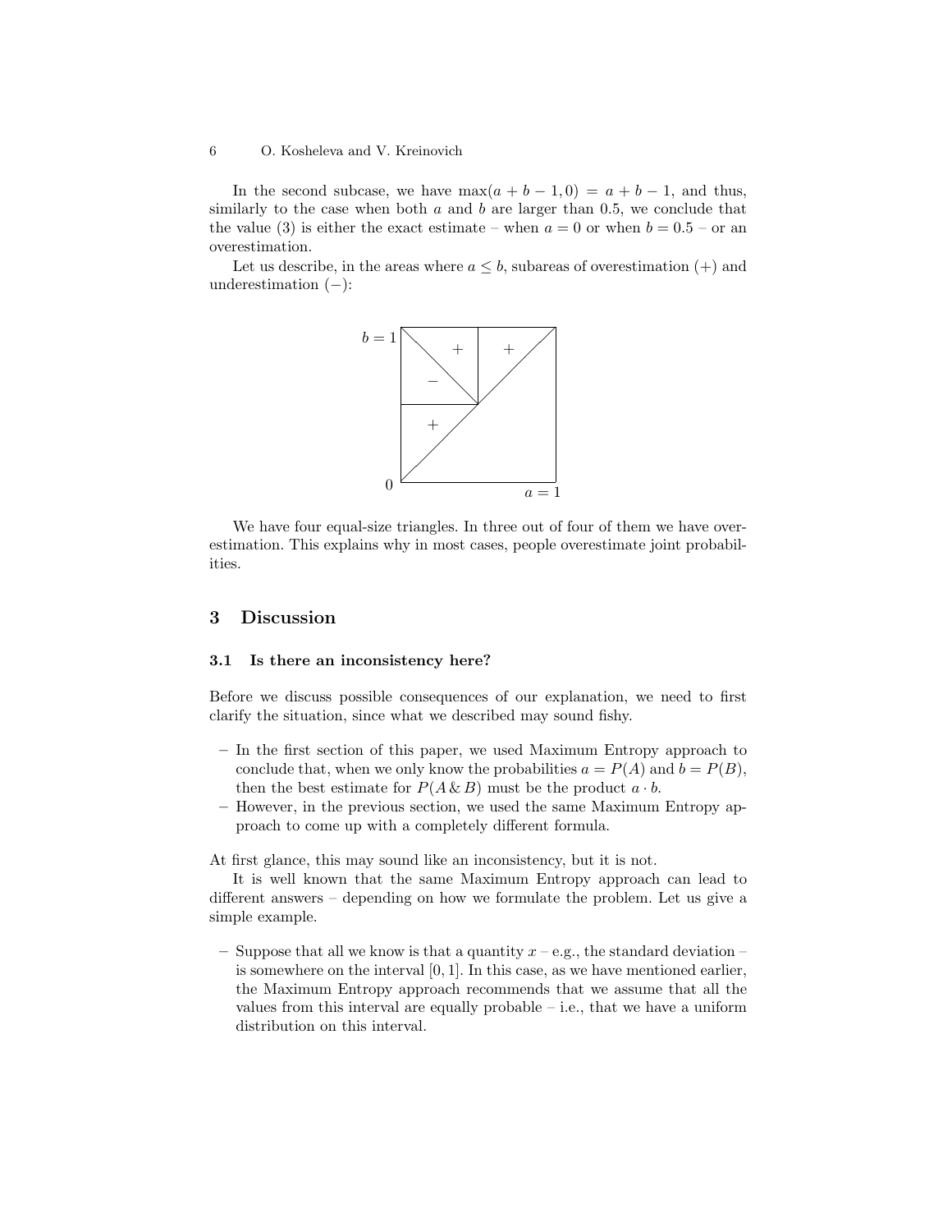In the second subcase, we have $\max(a + b - 1, 0) = a + b - 1$, and thus, similarly to the case when both $a$ and $b$ are larger than 0.5, we conclude that the value (3) is either the exact estimate – when $a = 0$ or when $b = 0.5$ – or an overestimation.

Let us describe, in the areas where $a \leq b$, subareas of overestimation (+) and underestimation (−):

We have four equal-size triangles. In three out of four of them we have overestimation. This explains why in most cases, people overestimate joint probabilities.

## 3 Discussion

### 3.1 Is there an inconsistency here?

Before we discuss possible consequences of our explanation, we need to first clarify the situation, since what we described may sound fishy.

- In the first section of this paper, we used Maximum Entropy approach to conclude that, when we only know the probabilities $a = P(A)$ and $b = P(B)$, then the best estimate for $P(A \,\&\, B)$ must be the product $a \cdot b$.
- However, in the previous section, we used the same Maximum Entropy approach to come up with a completely different formula.

At first glance, this may sound like an inconsistency, but it is not.

It is well known that the same Maximum Entropy approach can lead to different answers – depending on how we formulate the problem. Let us give a simple example.

- Suppose that all we know is that a quantity $x$ – e.g., the standard deviation – is somewhere on the interval $[0, 1]$. In this case, as we have mentioned earlier, the Maximum Entropy approach recommends that we assume that all the values from this interval are equally probable – i.e., that we have a uniform distribution on this interval.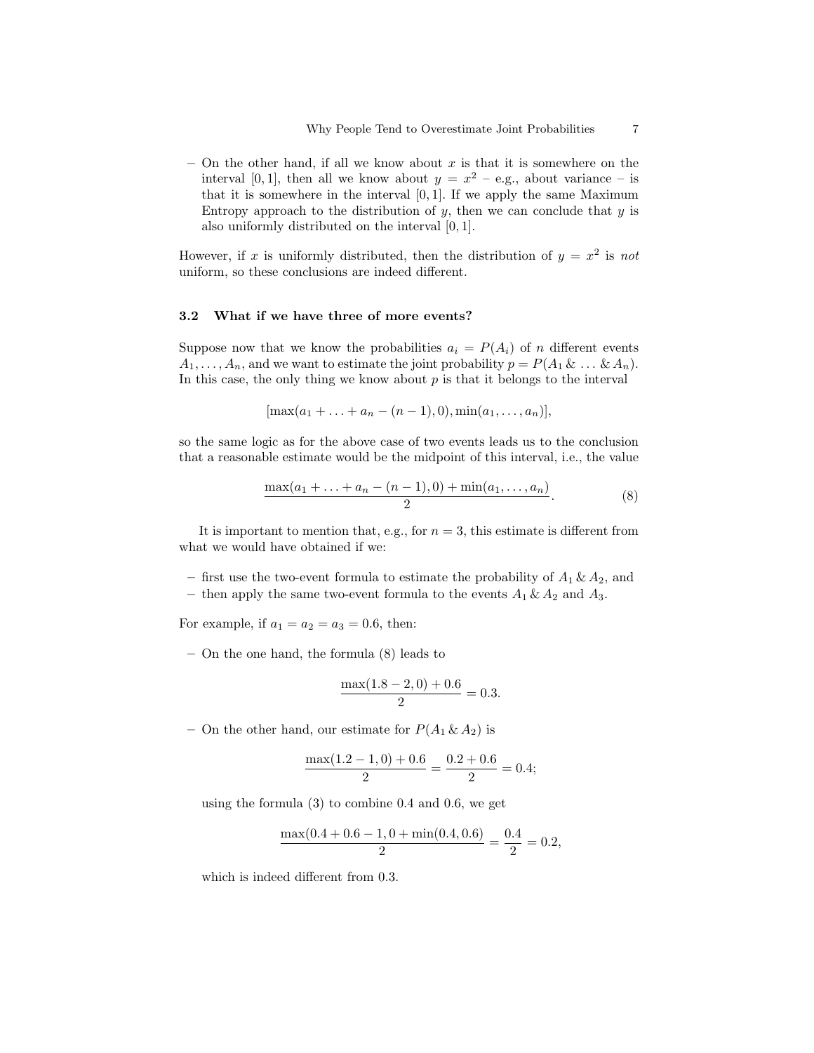– On the other hand, if all we know about $x$ is that it is somewhere on the interval $[0, 1]$, then all we know about $y = x^2$ – e.g., about variance – is that it is somewhere in the interval $[0, 1]$. If we apply the same Maximum Entropy approach to the distribution of $y$, then we can conclude that $y$ is also uniformly distributed on the interval $[0, 1]$.

However, if $x$ is uniformly distributed, then the distribution of $y = x^2$ is *not* uniform, so these conclusions are indeed different.

### 3.2 What if we have three of more events?

Suppose now that we know the probabilities $a_i = P(A_i)$ of $n$ different events $A_1, \ldots, A_n$, and we want to estimate the joint probability $p = P(A_1 \,\&\, \ldots \,\&\, A_n)$. In this case, the only thing we know about $p$ is that it belongs to the interval

$$[\max(a_1 + \ldots + a_n - (n-1), 0), \min(a_1, \ldots, a_n)],$$

so the same logic as for the above case of two events leads us to the conclusion that a reasonable estimate would be the midpoint of this interval, i.e., the value

$$\frac{\max(a_1 + \ldots + a_n - (n-1), 0) + \min(a_1, \ldots, a_n)}{2}. \tag{8}$$

It is important to mention that, e.g., for $n = 3$, this estimate is different from what we would have obtained if we:

– first use the two-event formula to estimate the probability of $A_1 \,\&\, A_2$, and
– then apply the same two-event formula to the events $A_1 \,\&\, A_2$ and $A_3$.

For example, if $a_1 = a_2 = a_3 = 0.6$, then:

– On the one hand, the formula (8) leads to

$$\frac{\max(1.8 - 2, 0) + 0.6}{2} = 0.3.$$

– On the other hand, our estimate for $P(A_1 \,\&\, A_2)$ is

$$\frac{\max(1.2 - 1, 0) + 0.6}{2} = \frac{0.2 + 0.6}{2} = 0.4;$$

using the formula (3) to combine 0.4 and 0.6, we get

$$\frac{\max(0.4 + 0.6 - 1, 0 + \min(0.4, 0.6)}{2} = \frac{0.4}{2} = 0.2,$$

which is indeed different from 0.3.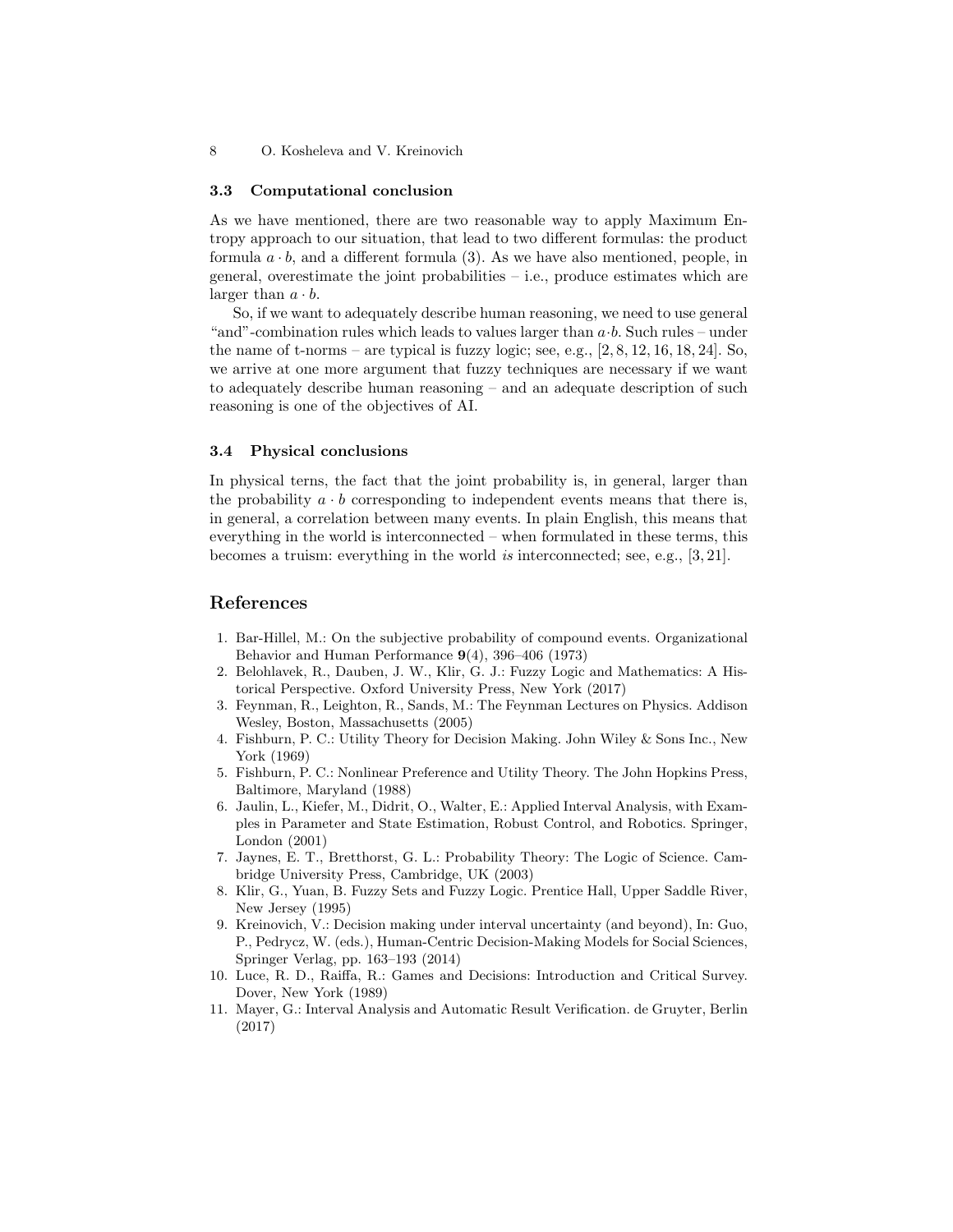### 3.3 Computational conclusion

As we have mentioned, there are two reasonable way to apply Maximum Entropy approach to our situation, that lead to two different formulas: the product formula $a \cdot b$, and a different formula (3). As we have also mentioned, people, in general, overestimate the joint probabilities – i.e., produce estimates which are larger than $a \cdot b$.

So, if we want to adequately describe human reasoning, we need to use general "and"-combination rules which leads to values larger than $a \cdot b$. Such rules – under the name of t-norms – are typical is fuzzy logic; see, e.g., [2, 8, 12, 16, 18, 24]. So, we arrive at one more argument that fuzzy techniques are necessary if we want to adequately describe human reasoning – and an adequate description of such reasoning is one of the objectives of AI.

### 3.4 Physical conclusions

In physical terns, the fact that the joint probability is, in general, larger than the probability $a \cdot b$ corresponding to independent events means that there is, in general, a correlation between many events. In plain English, this means that everything in the world is interconnected – when formulated in these terms, this becomes a truism: everything in the world *is* interconnected; see, e.g., [3, 21].

## References

1. Bar-Hillel, M.: On the subjective probability of compound events. Organizational Behavior and Human Performance **9**(4), 396–406 (1973)
2. Belohlavek, R., Dauben, J. W., Klir, G. J.: Fuzzy Logic and Mathematics: A Historical Perspective. Oxford University Press, New York (2017)
3. Feynman, R., Leighton, R., Sands, M.: The Feynman Lectures on Physics. Addison Wesley, Boston, Massachusetts (2005)
4. Fishburn, P. C.: Utility Theory for Decision Making. John Wiley & Sons Inc., New York (1969)
5. Fishburn, P. C.: Nonlinear Preference and Utility Theory. The John Hopkins Press, Baltimore, Maryland (1988)
6. Jaulin, L., Kiefer, M., Didrit, O., Walter, E.: Applied Interval Analysis, with Examples in Parameter and State Estimation, Robust Control, and Robotics. Springer, London (2001)
7. Jaynes, E. T., Bretthorst, G. L.: Probability Theory: The Logic of Science. Cambridge University Press, Cambridge, UK (2003)
8. Klir, G., Yuan, B. Fuzzy Sets and Fuzzy Logic. Prentice Hall, Upper Saddle River, New Jersey (1995)
9. Kreinovich, V.: Decision making under interval uncertainty (and beyond), In: Guo, P., Pedrycz, W. (eds.), Human-Centric Decision-Making Models for Social Sciences, Springer Verlag, pp. 163–193 (2014)
10. Luce, R. D., Raiffa, R.: Games and Decisions: Introduction and Critical Survey. Dover, New York (1989)
11. Mayer, G.: Interval Analysis and Automatic Result Verification. de Gruyter, Berlin (2017)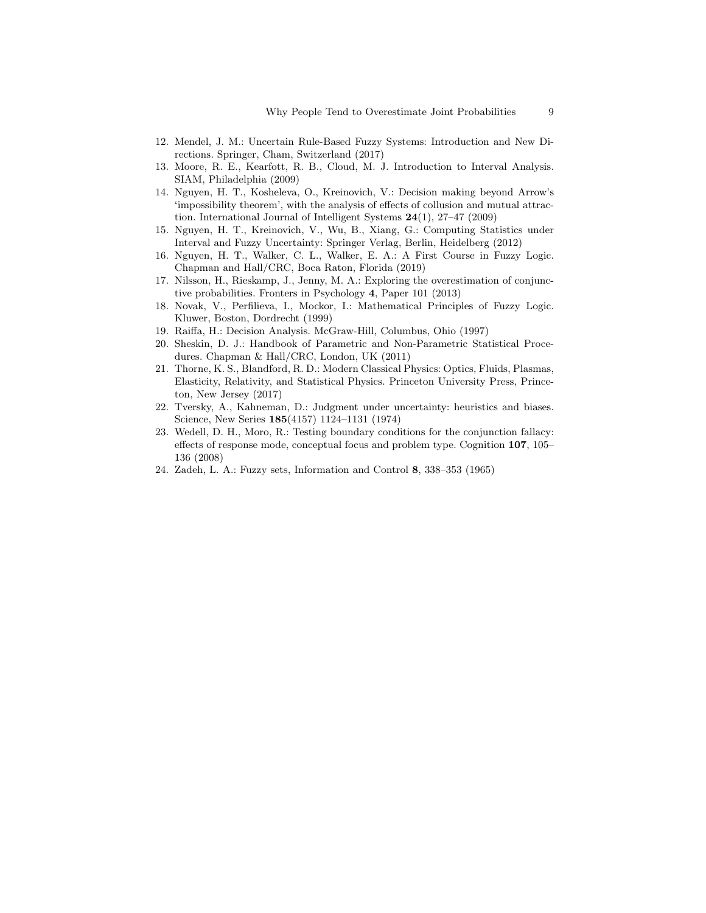12. Mendel, J. M.: Uncertain Rule-Based Fuzzy Systems: Introduction and New Directions. Springer, Cham, Switzerland (2017)
13. Moore, R. E., Kearfott, R. B., Cloud, M. J. Introduction to Interval Analysis. SIAM, Philadelphia (2009)
14. Nguyen, H. T., Kosheleva, O., Kreinovich, V.: Decision making beyond Arrow's 'impossibility theorem', with the analysis of effects of collusion and mutual attraction. International Journal of Intelligent Systems **24**(1), 27–47 (2009)
15. Nguyen, H. T., Kreinovich, V., Wu, B., Xiang, G.: Computing Statistics under Interval and Fuzzy Uncertainty: Springer Verlag, Berlin, Heidelberg (2012)
16. Nguyen, H. T., Walker, C. L., Walker, E. A.: A First Course in Fuzzy Logic. Chapman and Hall/CRC, Boca Raton, Florida (2019)
17. Nilsson, H., Rieskamp, J., Jenny, M. A.: Exploring the overestimation of conjunctive probabilities. Fronters in Psychology **4**, Paper 101 (2013)
18. Novak, V., Perfilieva, I., Mockor, I.: Mathematical Principles of Fuzzy Logic. Kluwer, Boston, Dordrecht (1999)
19. Raiffa, H.: Decision Analysis. McGraw-Hill, Columbus, Ohio (1997)
20. Sheskin, D. J.: Handbook of Parametric and Non-Parametric Statistical Procedures. Chapman & Hall/CRC, London, UK (2011)
21. Thorne, K. S., Blandford, R. D.: Modern Classical Physics: Optics, Fluids, Plasmas, Elasticity, Relativity, and Statistical Physics. Princeton University Press, Princeton, New Jersey (2017)
22. Tversky, A., Kahneman, D.: Judgment under uncertainty: heuristics and biases. Science, New Series **185**(4157) 1124–1131 (1974)
23. Wedell, D. H., Moro, R.: Testing boundary conditions for the conjunction fallacy: effects of response mode, conceptual focus and problem type. Cognition **107**, 105–136 (2008)
24. Zadeh, L. A.: Fuzzy sets, Information and Control **8**, 338–353 (1965)